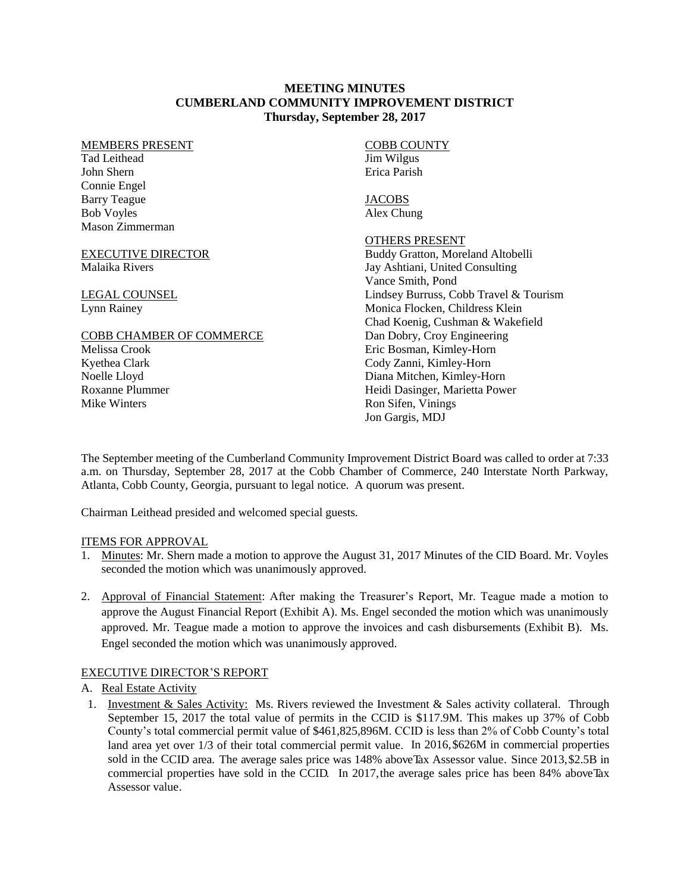# MEETING MINUTES
## CUMBERLAND COMMUNITY IMPROVEMENT DISTRICT
### Thursday, September 28, 2017

MEMBERS PRESENT
Tad Leithead
John Shern
Connie Engel
Barry Teague
Bob Voyles
Mason Zimmerman

EXECUTIVE DIRECTOR
Malaika Rivers

LEGAL COUNSEL
Lynn Rainey

COBB CHAMBER OF COMMERCE
Melissa Crook
Kyethea Clark
Noelle Lloyd
Roxanne Plummer
Mike Winters

COBB COUNTY
Jim Wilgus
Erica Parish

JACOBS
Alex Chung

OTHERS PRESENT
Buddy Gratton, Moreland Altobelli
Jay Ashtiani, United Consulting
Vance Smith, Pond
Lindsey Burruss, Cobb Travel & Tourism
Monica Flocken, Childress Klein
Chad Koenig, Cushman & Wakefield
Dan Dobry, Croy Engineering
Eric Bosman, Kimley-Horn
Cody Zanni, Kimley-Horn
Diana Mitchen, Kimley-Horn
Heidi Dasinger, Marietta Power
Ron Sifen, Vinings
Jon Gargis, MDJ

The September meeting of the Cumberland Community Improvement District Board was called to order at 7:33 a.m. on Thursday, September 28, 2017 at the Cobb Chamber of Commerce, 240 Interstate North Parkway, Atlanta, Cobb County, Georgia, pursuant to legal notice. A quorum was present.

Chairman Leithead presided and welcomed special guests.

ITEMS FOR APPROVAL

1. Minutes: Mr. Shern made a motion to approve the August 31, 2017 Minutes of the CID Board. Mr. Voyles seconded the motion which was unanimously approved.

2. Approval of Financial Statement: After making the Treasurer's Report, Mr. Teague made a motion to approve the August Financial Report (Exhibit A). Ms. Engel seconded the motion which was unanimously approved. Mr. Teague made a motion to approve the invoices and cash disbursements (Exhibit B). Ms. Engel seconded the motion which was unanimously approved.

EXECUTIVE DIRECTOR'S REPORT

A. Real Estate Activity

1. Investment & Sales Activity: Ms. Rivers reviewed the Investment & Sales activity collateral. Through September 15, 2017 the total value of permits in the CCID is $117.9M. This makes up 37% of Cobb County's total commercial permit value of $461,825,896M. CCID is less than 2% of Cobb County's total land area yet over 1/3 of their total commercial permit value. In 2016, $626M in commercial properties sold in the CCID area. The average sales price was 148% above Tax Assessor value. Since 2013, $2.5B in commercial properties have sold in the CCID. In 2017, the average sales price has been 84% above Tax Assessor value.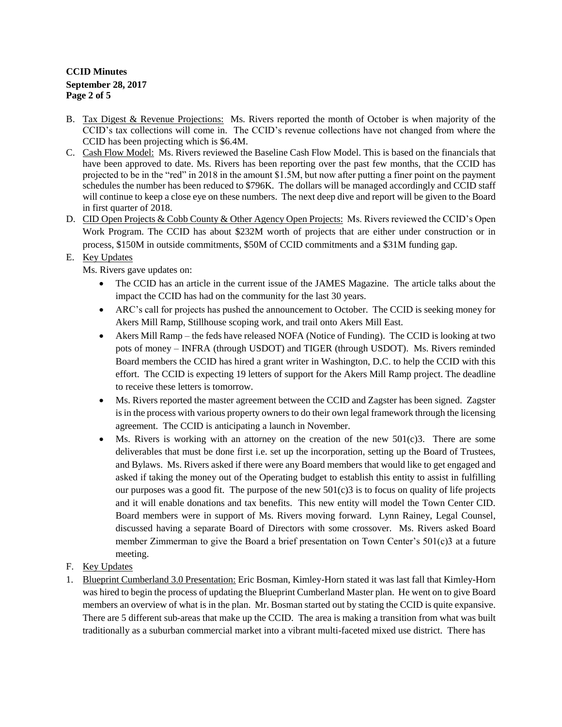B. Tax Digest & Revenue Projections: Ms. Rivers reported the month of October is when majority of the CCID's tax collections will come in. The CCID's revenue collections have not changed from where the CCID has been projecting which is $6.4M.

C. Cash Flow Model: Ms. Rivers reviewed the Baseline Cash Flow Model. This is based on the financials that have been approved to date. Ms. Rivers has been reporting over the past few months, that the CCID has projected to be in the "red" in 2018 in the amount $1.5M, but now after putting a finer point on the payment schedules the number has been reduced to $796K. The dollars will be managed accordingly and CCID staff will continue to keep a close eye on these numbers. The next deep dive and report will be given to the Board in first quarter of 2018.

D. CID Open Projects & Cobb County & Other Agency Open Projects: Ms. Rivers reviewed the CCID's Open Work Program. The CCID has about $232M worth of projects that are either under construction or in process, $150M in outside commitments, $50M of CCID commitments and a $31M funding gap.

E. Key Updates

Ms. Rivers gave updates on:

- The CCID has an article in the current issue of the JAMES Magazine. The article talks about the impact the CCID has had on the community for the last 30 years.
- ARC's call for projects has pushed the announcement to October. The CCID is seeking money for Akers Mill Ramp, Stillhouse scoping work, and trail onto Akers Mill East.
- Akers Mill Ramp – the feds have released NOFA (Notice of Funding). The CCID is looking at two pots of money – INFRA (through USDOT) and TIGER (through USDOT). Ms. Rivers reminded Board members the CCID has hired a grant writer in Washington, D.C. to help the CCID with this effort. The CCID is expecting 19 letters of support for the Akers Mill Ramp project. The deadline to receive these letters is tomorrow.
- Ms. Rivers reported the master agreement between the CCID and Zagster has been signed. Zagster is in the process with various property owners to do their own legal framework through the licensing agreement. The CCID is anticipating a launch in November.
- Ms. Rivers is working with an attorney on the creation of the new 501(c)3. There are some deliverables that must be done first i.e. set up the incorporation, setting up the Board of Trustees, and Bylaws. Ms. Rivers asked if there were any Board members that would like to get engaged and asked if taking the money out of the Operating budget to establish this entity to assist in fulfilling our purposes was a good fit. The purpose of the new 501(c)3 is to focus on quality of life projects and it will enable donations and tax benefits. This new entity will model the Town Center CID. Board members were in support of Ms. Rivers moving forward. Lynn Rainey, Legal Counsel, discussed having a separate Board of Directors with some crossover. Ms. Rivers asked Board member Zimmerman to give the Board a brief presentation on Town Center's 501(c)3 at a future meeting.

F. Key Updates

1. Blueprint Cumberland 3.0 Presentation: Eric Bosman, Kimley-Horn stated it was last fall that Kimley-Horn was hired to begin the process of updating the Blueprint Cumberland Master plan. He went on to give Board members an overview of what is in the plan. Mr. Bosman started out by stating the CCID is quite expansive. There are 5 different sub-areas that make up the CCID. The area is making a transition from what was built traditionally as a suburban commercial market into a vibrant multi-faceted mixed use district. There has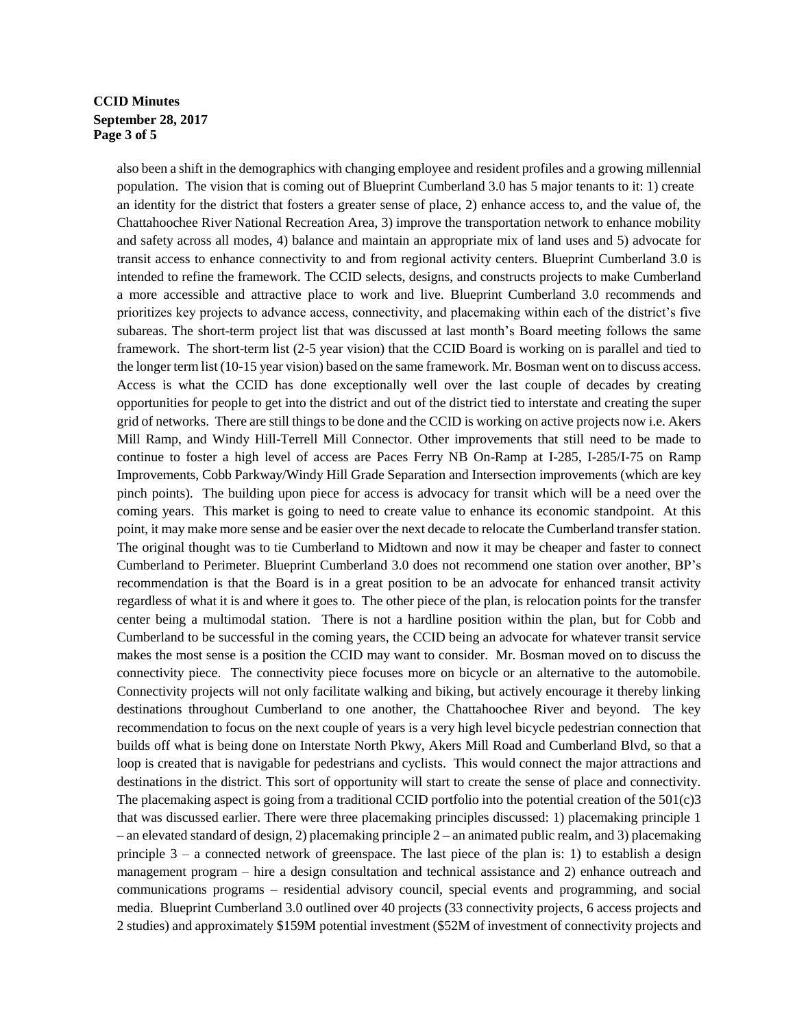also been a shift in the demographics with changing employee and resident profiles and a growing millennial population. The vision that is coming out of Blueprint Cumberland 3.0 has 5 major tenants to it: 1) create an identity for the district that fosters a greater sense of place, 2) enhance access to, and the value of, the Chattahoochee River National Recreation Area, 3) improve the transportation network to enhance mobility and safety across all modes, 4) balance and maintain an appropriate mix of land uses and 5) advocate for transit access to enhance connectivity to and from regional activity centers. Blueprint Cumberland 3.0 is intended to refine the framework. The CCID selects, designs, and constructs projects to make Cumberland a more accessible and attractive place to work and live. Blueprint Cumberland 3.0 recommends and prioritizes key projects to advance access, connectivity, and placemaking within each of the district's five subareas. The short-term project list that was discussed at last month's Board meeting follows the same framework. The short-term list (2-5 year vision) that the CCID Board is working on is parallel and tied to the longer term list (10-15 year vision) based on the same framework. Mr. Bosman went on to discuss access. Access is what the CCID has done exceptionally well over the last couple of decades by creating opportunities for people to get into the district and out of the district tied to interstate and creating the super grid of networks. There are still things to be done and the CCID is working on active projects now i.e. Akers Mill Ramp, and Windy Hill-Terrell Mill Connector. Other improvements that still need to be made to continue to foster a high level of access are Paces Ferry NB On-Ramp at I-285, I-285/I-75 on Ramp Improvements, Cobb Parkway/Windy Hill Grade Separation and Intersection improvements (which are key pinch points). The building upon piece for access is advocacy for transit which will be a need over the coming years. This market is going to need to create value to enhance its economic standpoint. At this point, it may make more sense and be easier over the next decade to relocate the Cumberland transfer station. The original thought was to tie Cumberland to Midtown and now it may be cheaper and faster to connect Cumberland to Perimeter. Blueprint Cumberland 3.0 does not recommend one station over another, BP's recommendation is that the Board is in a great position to be an advocate for enhanced transit activity regardless of what it is and where it goes to. The other piece of the plan, is relocation points for the transfer center being a multimodal station. There is not a hardline position within the plan, but for Cobb and Cumberland to be successful in the coming years, the CCID being an advocate for whatever transit service makes the most sense is a position the CCID may want to consider. Mr. Bosman moved on to discuss the connectivity piece. The connectivity piece focuses more on bicycle or an alternative to the automobile. Connectivity projects will not only facilitate walking and biking, but actively encourage it thereby linking destinations throughout Cumberland to one another, the Chattahoochee River and beyond. The key recommendation to focus on the next couple of years is a very high level bicycle pedestrian connection that builds off what is being done on Interstate North Pkwy, Akers Mill Road and Cumberland Blvd, so that a loop is created that is navigable for pedestrians and cyclists. This would connect the major attractions and destinations in the district. This sort of opportunity will start to create the sense of place and connectivity. The placemaking aspect is going from a traditional CCID portfolio into the potential creation of the 501(c)3 that was discussed earlier. There were three placemaking principles discussed: 1) placemaking principle 1 – an elevated standard of design, 2) placemaking principle 2 – an animated public realm, and 3) placemaking principle 3 – a connected network of greenspace. The last piece of the plan is: 1) to establish a design management program – hire a design consultation and technical assistance and 2) enhance outreach and communications programs – residential advisory council, special events and programming, and social media. Blueprint Cumberland 3.0 outlined over 40 projects (33 connectivity projects, 6 access projects and 2 studies) and approximately $159M potential investment ($52M of investment of connectivity projects and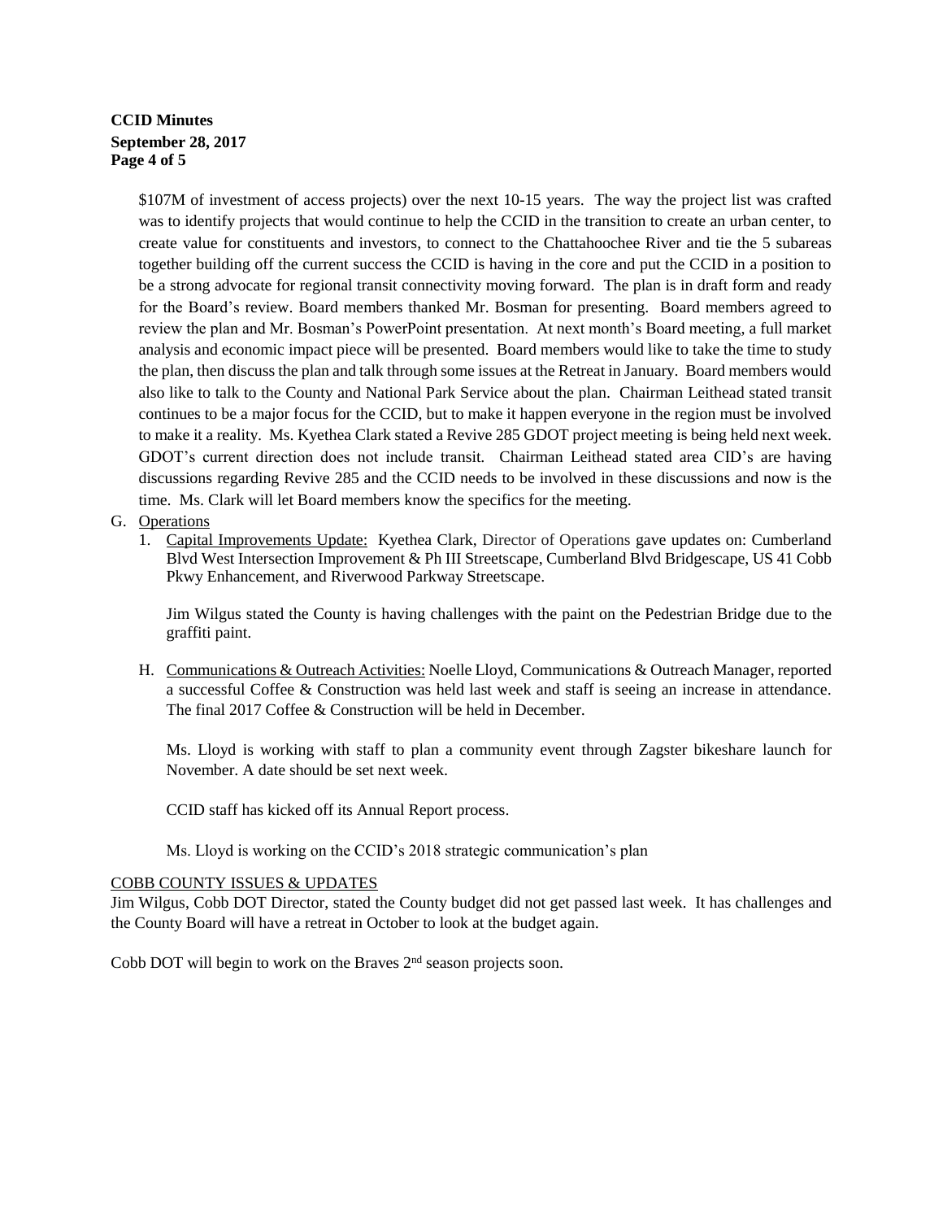$107M of investment of access projects) over the next 10-15 years. The way the project list was crafted was to identify projects that would continue to help the CCID in the transition to create an urban center, to create value for constituents and investors, to connect to the Chattahoochee River and tie the 5 subareas together building off the current success the CCID is having in the core and put the CCID in a position to be a strong advocate for regional transit connectivity moving forward. The plan is in draft form and ready for the Board's review. Board members thanked Mr. Bosman for presenting. Board members agreed to review the plan and Mr. Bosman's PowerPoint presentation. At next month's Board meeting, a full market analysis and economic impact piece will be presented. Board members would like to take the time to study the plan, then discuss the plan and talk through some issues at the Retreat in January. Board members would also like to talk to the County and National Park Service about the plan. Chairman Leithead stated transit continues to be a major focus for the CCID, but to make it happen everyone in the region must be involved to make it a reality. Ms. Kyethea Clark stated a Revive 285 GDOT project meeting is being held next week. GDOT's current direction does not include transit. Chairman Leithead stated area CID's are having discussions regarding Revive 285 and the CCID needs to be involved in these discussions and now is the time. Ms. Clark will let Board members know the specifics for the meeting.

G. Operations
   1. Capital Improvements Update: Kyethea Clark, Director of Operations gave updates on: Cumberland Blvd West Intersection Improvement & Ph III Streetscape, Cumberland Blvd Bridgescape, US 41 Cobb Pkwy Enhancement, and Riverwood Parkway Streetscape.

      Jim Wilgus stated the County is having challenges with the paint on the Pedestrian Bridge due to the graffiti paint.

H. Communications & Outreach Activities: Noelle Lloyd, Communications & Outreach Manager, reported a successful Coffee & Construction was held last week and staff is seeing an increase in attendance. The final 2017 Coffee & Construction will be held in December.

   Ms. Lloyd is working with staff to plan a community event through Zagster bikeshare launch for November. A date should be set next week.

   CCID staff has kicked off its Annual Report process.

   Ms. Lloyd is working on the CCID's 2018 strategic communication's plan

COBB COUNTY ISSUES & UPDATES

Jim Wilgus, Cobb DOT Director, stated the County budget did not get passed last week. It has challenges and the County Board will have a retreat in October to look at the budget again.

Cobb DOT will begin to work on the Braves 2nd season projects soon.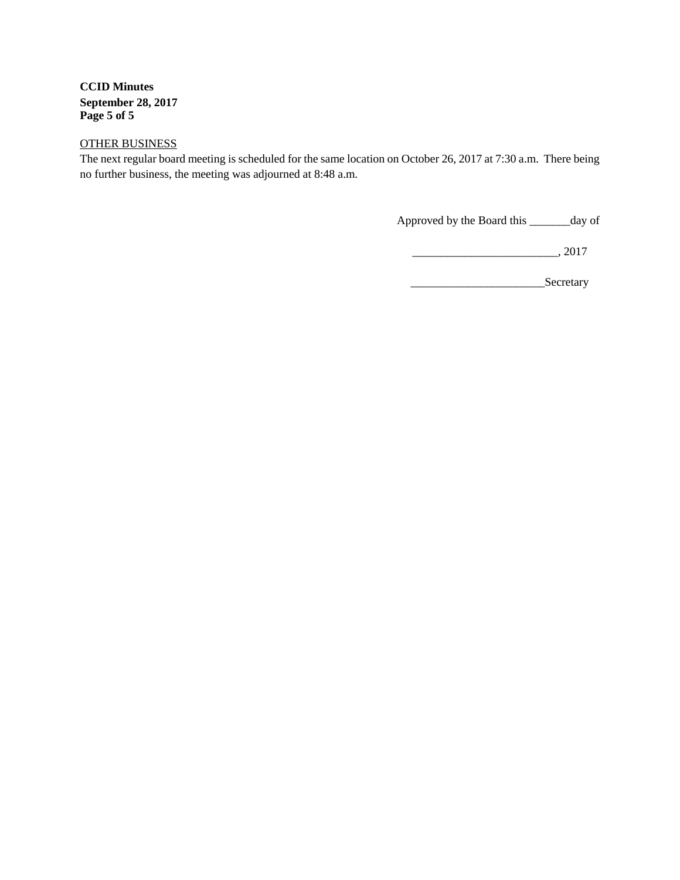OTHER BUSINESS

The next regular board meeting is scheduled for the same location on October 26, 2017 at 7:30 a.m. There being no further business, the meeting was adjourned at 8:48 a.m.

Approved by the Board this _______day of

_________________________, 2017

_______________________Secretary